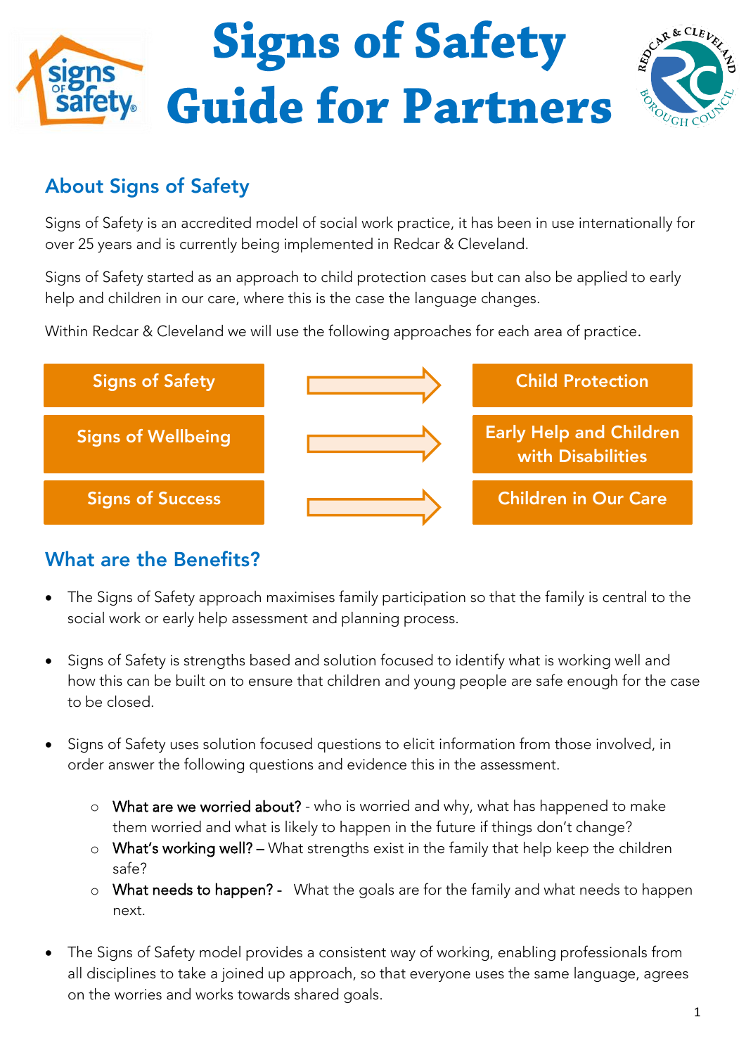# Signs of Safety Guide for Partners

## About Signs of Safety

Signs of Safety is an accredited model of social work practice, it has been in use internationally for over 25 years and is currently being implemented in Redcar & Cleveland.

Signs of Safety started as an approach to child protection cases but can also be applied to early help and children in our care, where this is the case the language changes.

Within Redcar & Cleveland we will use the following approaches for each area of practice.

| Approach | | Area of practice |
| --- | --- | --- |
| Signs of Safety | → | Child Protection |
| Signs of Wellbeing | → | Early Help and Children with Disabilities |
| Signs of Success | → | Children in Our Care |

## What are the Benefits?

- The Signs of Safety approach maximises family participation so that the family is central to the social work or early help assessment and planning process.

- Signs of Safety is strengths based and solution focused to identify what is working well and how this can be built on to ensure that children and young people are safe enough for the case to be closed.

- Signs of Safety uses solution focused questions to elicit information from those involved, in order answer the following questions and evidence this in the assessment.

  - What are we worried about? - who is worried and why, what has happened to make them worried and what is likely to happen in the future if things don't change?
  - What's working well? – What strengths exist in the family that help keep the children safe?
  - What needs to happen? - What the goals are for the family and what needs to happen next.

- The Signs of Safety model provides a consistent way of working, enabling professionals from all disciplines to take a joined up approach, so that everyone uses the same language, agrees on the worries and works towards shared goals.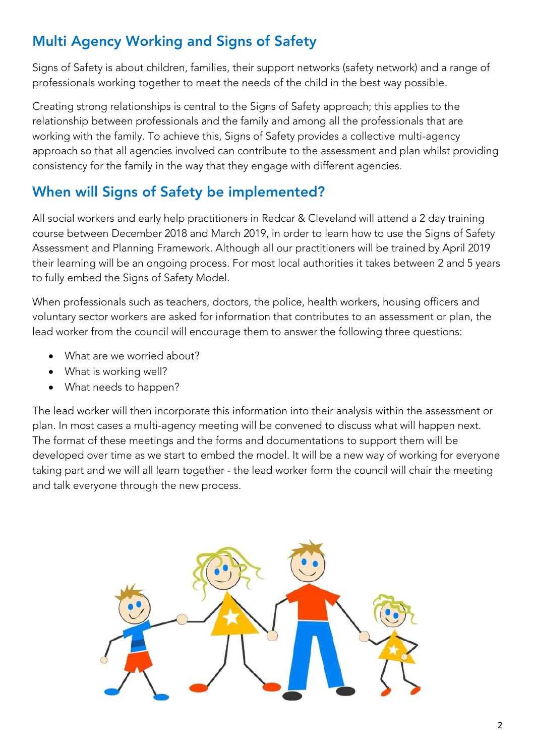## Multi Agency Working and Signs of Safety

Signs of Safety is about children, families, their support networks (safety network) and a range of professionals working together to meet the needs of the child in the best way possible.

Creating strong relationships is central to the Signs of Safety approach; this applies to the relationship between professionals and the family and among all the professionals that are working with the family. To achieve this, Signs of Safety provides a collective multi-agency approach so that all agencies involved can contribute to the assessment and plan whilst providing consistency for the family in the way that they engage with different agencies.

## When will Signs of Safety be implemented?

All social workers and early help practitioners in Redcar & Cleveland will attend a 2 day training course between December 2018 and March 2019, in order to learn how to use the Signs of Safety Assessment and Planning Framework. Although all our practitioners will be trained by April 2019 their learning will be an ongoing process. For most local authorities it takes between 2 and 5 years to fully embed the Signs of Safety Model.

When professionals such as teachers, doctors, the police, health workers, housing officers and voluntary sector workers are asked for information that contributes to an assessment or plan, the lead worker from the council will encourage them to answer the following three questions:

- What are we worried about?
- What is working well?
- What needs to happen?

The lead worker will then incorporate this information into their analysis within the assessment or plan. In most cases a multi-agency meeting will be convened to discuss what will happen next. The format of these meetings and the forms and documentations to support them will be developed over time as we start to embed the model. It will be a new way of working for everyone taking part and we will all learn together - the lead worker form the council will chair the meeting and talk everyone through the new process.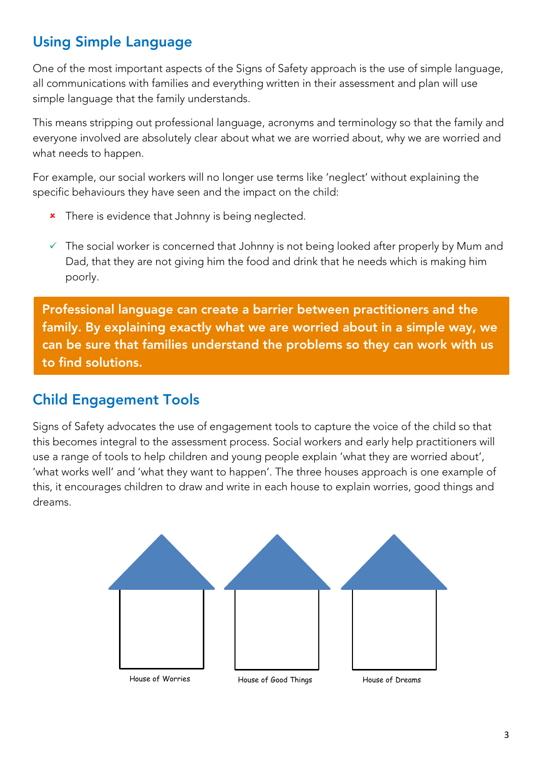## Using Simple Language

One of the most important aspects of the Signs of Safety approach is the use of simple language, all communications with families and everything written in their assessment and plan will use simple language that the family understands.

This means stripping out professional language, acronyms and terminology so that the family and everyone involved are absolutely clear about what we are worried about, why we are worried and what needs to happen.

For example, our social workers will no longer use terms like 'neglect' without explaining the specific behaviours they have seen and the impact on the child:

- ✗ There is evidence that Johnny is being neglected.
- ✓ The social worker is concerned that Johnny is not being looked after properly by Mum and Dad, that they are not giving him the food and drink that he needs which is making him poorly.

**Professional language can create a barrier between practitioners and the family. By explaining exactly what we are worried about in a simple way, we can be sure that families understand the problems so they can work with us to find solutions.**

## Child Engagement Tools

Signs of Safety advocates the use of engagement tools to capture the voice of the child so that this becomes integral to the assessment process. Social workers and early help practitioners will use a range of tools to help children and young people explain 'what they are worried about', 'what works well' and 'what they want to happen'. The three houses approach is one example of this, it encourages children to draw and write in each house to explain worries, good things and dreams.

House of Worries | House of Good Things | House of Dreams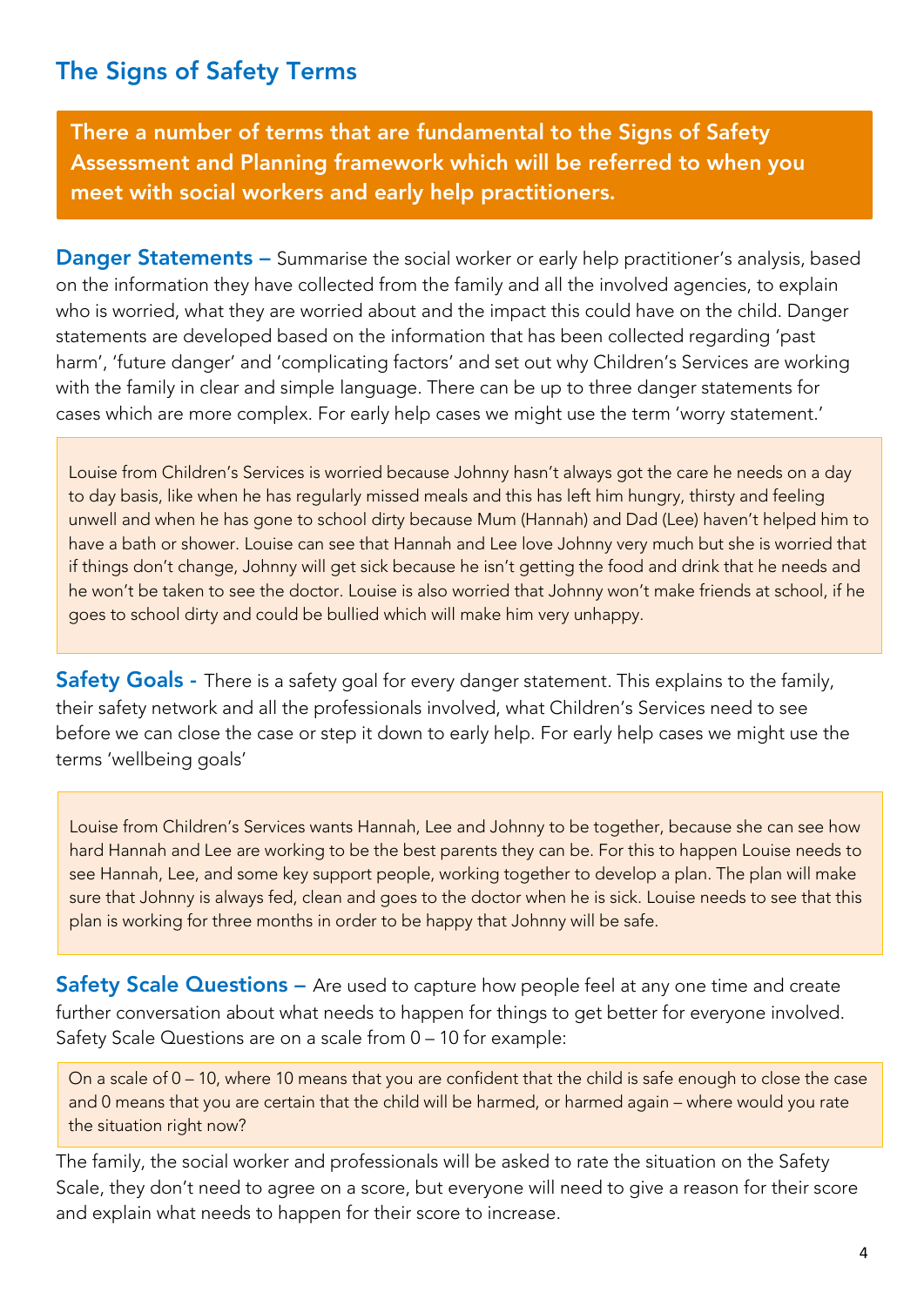## The Signs of Safety Terms

**There a number of terms that are fundamental to the Signs of Safety Assessment and Planning framework which will be referred to when you meet with social workers and early help practitioners.**

**Danger Statements –** Summarise the social worker or early help practitioner's analysis, based on the information they have collected from the family and all the involved agencies, to explain who is worried, what they are worried about and the impact this could have on the child. Danger statements are developed based on the information that has been collected regarding 'past harm', 'future danger' and 'complicating factors' and set out why Children's Services are working with the family in clear and simple language. There can be up to three danger statements for cases which are more complex. For early help cases we might use the term 'worry statement.'

> Louise from Children's Services is worried because Johnny hasn't always got the care he needs on a day to day basis, like when he has regularly missed meals and this has left him hungry, thirsty and feeling unwell and when he has gone to school dirty because Mum (Hannah) and Dad (Lee) haven't helped him to have a bath or shower. Louise can see that Hannah and Lee love Johnny very much but she is worried that if things don't change, Johnny will get sick because he isn't getting the food and drink that he needs and he won't be taken to see the doctor. Louise is also worried that Johnny won't make friends at school, if he goes to school dirty and could be bullied which will make him very unhappy.

**Safety Goals -** There is a safety goal for every danger statement. This explains to the family, their safety network and all the professionals involved, what Children's Services need to see before we can close the case or step it down to early help. For early help cases we might use the terms 'wellbeing goals'

> Louise from Children's Services wants Hannah, Lee and Johnny to be together, because she can see how hard Hannah and Lee are working to be the best parents they can be. For this to happen Louise needs to see Hannah, Lee, and some key support people, working together to develop a plan. The plan will make sure that Johnny is always fed, clean and goes to the doctor when he is sick. Louise needs to see that this plan is working for three months in order to be happy that Johnny will be safe.

**Safety Scale Questions –** Are used to capture how people feel at any one time and create further conversation about what needs to happen for things to get better for everyone involved. Safety Scale Questions are on a scale from 0 – 10 for example:

> On a scale of 0 – 10, where 10 means that you are confident that the child is safe enough to close the case and 0 means that you are certain that the child will be harmed, or harmed again – where would you rate the situation right now?

The family, the social worker and professionals will be asked to rate the situation on the Safety Scale, they don't need to agree on a score, but everyone will need to give a reason for their score and explain what needs to happen for their score to increase.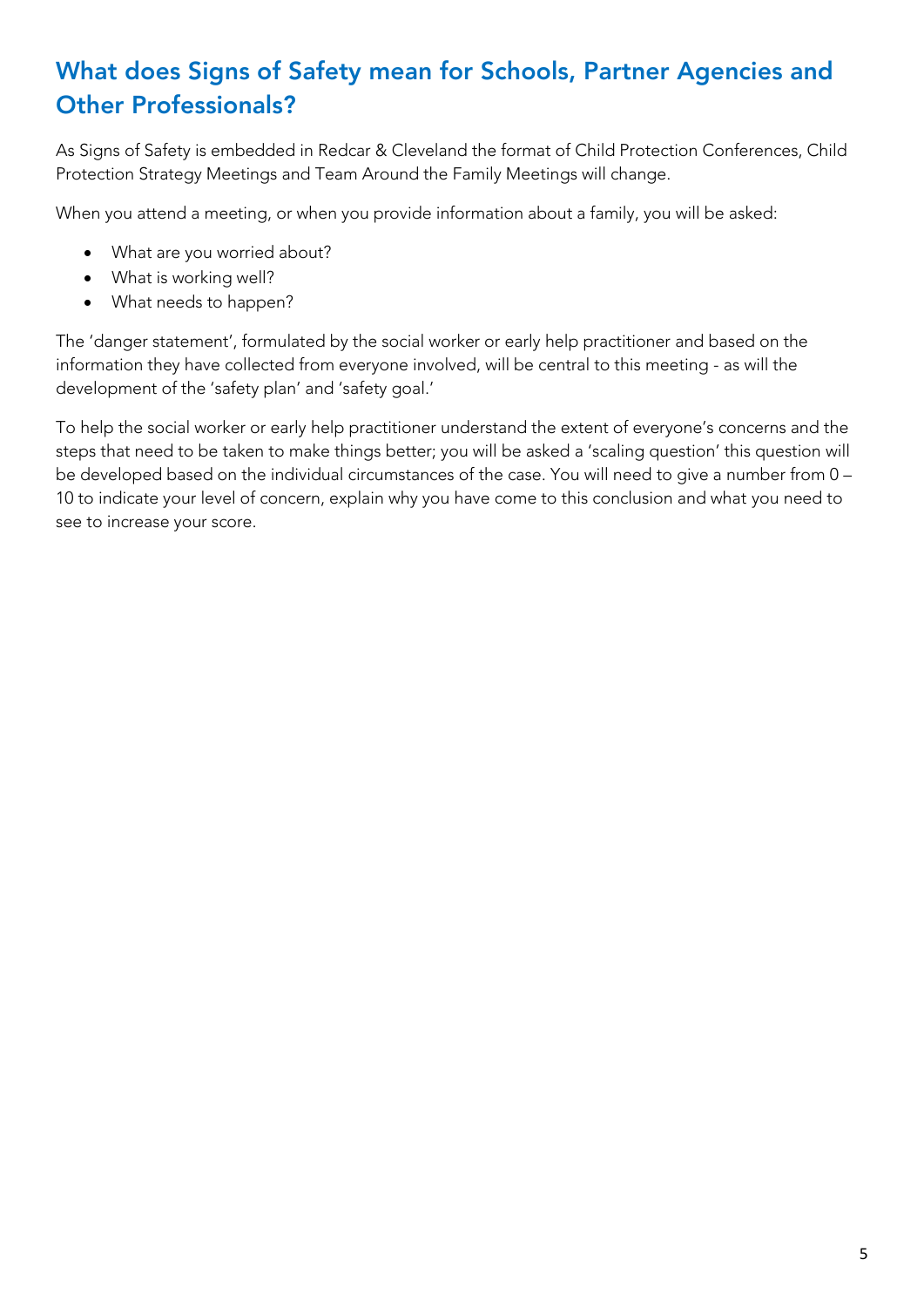## What does Signs of Safety mean for Schools, Partner Agencies and Other Professionals?

As Signs of Safety is embedded in Redcar & Cleveland the format of Child Protection Conferences, Child Protection Strategy Meetings and Team Around the Family Meetings will change.

When you attend a meeting, or when you provide information about a family, you will be asked:

- What are you worried about?
- What is working well?
- What needs to happen?

The 'danger statement', formulated by the social worker or early help practitioner and based on the information they have collected from everyone involved, will be central to this meeting - as will the development of the 'safety plan' and 'safety goal.'

To help the social worker or early help practitioner understand the extent of everyone's concerns and the steps that need to be taken to make things better; you will be asked a 'scaling question' this question will be developed based on the individual circumstances of the case. You will need to give a number from 0 – 10 to indicate your level of concern, explain why you have come to this conclusion and what you need to see to increase your score.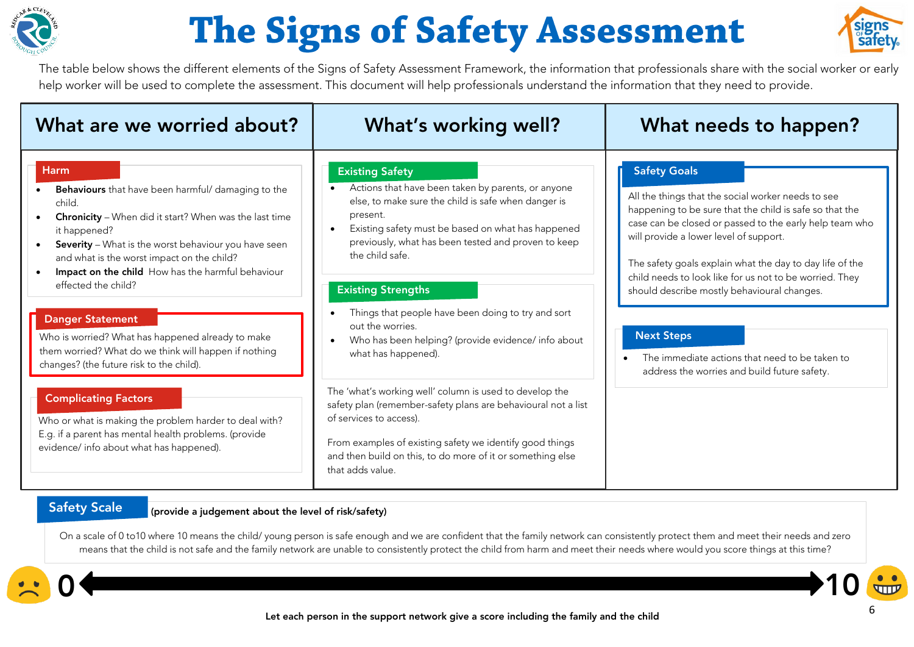# The Signs of Safety Assessment

The table below shows the different elements of the Signs of Safety Assessment Framework, the information that professionals share with the social worker or early help worker will be used to complete the assessment. This document will help professionals understand the information that they need to provide.

## What are we worried about?

### Harm

- **Behaviours** that have been harmful/ damaging to the child.
- **Chronicity** – When did it start? When was the last time it happened?
- **Severity** – What is the worst behaviour you have seen and what is the worst impact on the child?
- **Impact on the child** How has the harmful behaviour effected the child?

### Danger Statement

Who is worried? What has happened already to make them worried? What do we think will happen if nothing changes? (the future risk to the child).

### Complicating Factors

Who or what is making the problem harder to deal with? E.g. if a parent has mental health problems. (provide evidence/ info about what has happened).

## What's working well?

### Existing Safety

- Actions that have been taken by parents, or anyone else, to make sure the child is safe when danger is present.
- Existing safety must be based on what has happened previously, what has been tested and proven to keep the child safe.

### Existing Strengths

- Things that people have been doing to try and sort out the worries.
- Who has been helping? (provide evidence/ info about what has happened).

The 'what's working well' column is used to develop the safety plan (remember-safety plans are behavioural not a list of services to access).

From examples of existing safety we identify good things and then build on this, to do more of it or something else that adds value.

## What needs to happen?

### Safety Goals

All the things that the social worker needs to see happening to be sure that the child is safe so that the case can be closed or passed to the early help team who will provide a lower level of support.

The safety goals explain what the day to day life of the child needs to look like for us not to be worried. They should describe mostly behavioural changes.

### Next Steps

- The immediate actions that need to be taken to address the worries and build future safety.

## Safety Scale

**(provide a judgement about the level of risk/safety)**

On a scale of 0 to10 where 10 means the child/ young person is safe enough and we are confident that the family network can consistently protect them and meet their needs and zero means that the child is not safe and the family network are unable to consistently protect the child from harm and meet their needs where would you score things at this time?

0 ⟷ 10

**Let each person in the support network give a score including the family and the child**